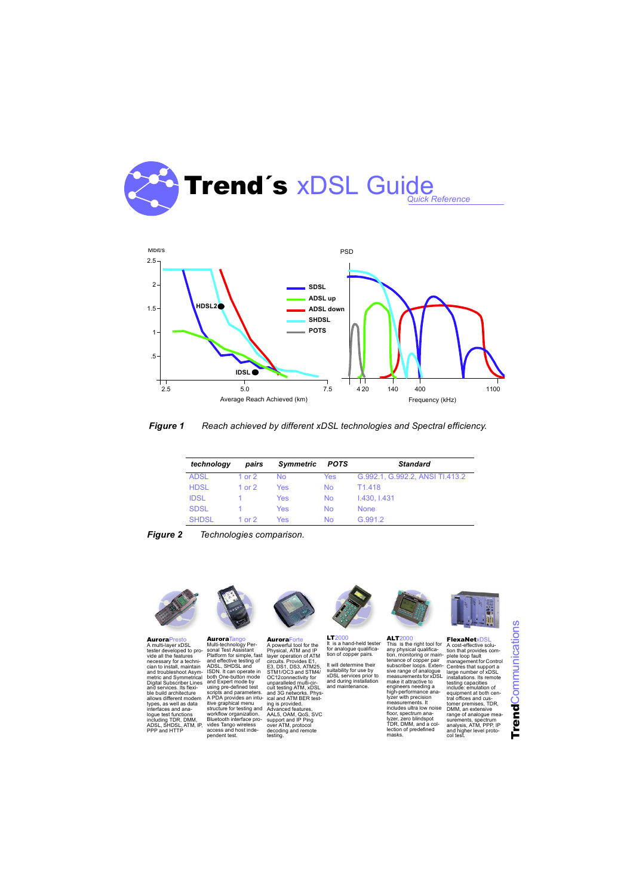# Trend´s xDSL Guide

*Quick Reference*

*Figure 1* *Reach achieved by different xDSL technologies and Spectral efficiency.*

| technology | pairs | Symmetric | POTS | Standard |
|---|---|---|---|---|
| ADSL | 1 or 2 | No | Yes | G.992.1, G.992.2, ANSI TI.413.2 |
| HDSL | 1 or 2 | Yes | No | T1.418 |
| IDSL | 1 | Yes | No | I.430, I.431 |
| SDSL | 1 | Yes | No | None |
| SHDSL | 1 or 2 | Yes | No | G.991.2 |

*Figure 2* *Technologies comparison.*

**Aurora**Presto
A multi-layer xDSL tester developed to provide all the features necessary for a technician to install, maintain and troubleshoot Asymmetric and Symmetrical Digital Subscriber Lines and services. Its flexible build architecture allows different modem types, as well as data interfaces and analogue test functions including TDR, DMM, ADSL, SHDSL, ATM, IP, PPP and HTTP

**Aurora**Tango
Multi-technology Personal Test Assistant Platform for simple, fast and effective testing of ADSL, SHDSL and ISDN. It can operate in both One-button mode and Expert mode by using pre-defined test scripts and parameters. A PDA provides an intuitive graphical menu structure for testing and workflow organization. Bluetooth interface provides Tango wireless access and host independent test.

**Aurora**Forte
A powerful tool for the Physical, ATM and IP layer operation of ATM circuits. Provides E1, E3, DS1, DS3, ATM25, STM1/OC3 and STM4/OC12connectivity for unparalleled multi-circuit testing ATM, xDSL and 3G networks. Physical and ATM BER testing is provided. Advanced features, AAL5, OAM, QoS, SVC support and IP Ping over ATM, protocol decoding and remote testing.

**LT**2000
It is a hand-held tester for analogue qualification of copper pairs.

It will determine their suitability for use by xDSL services prior to and during installation and maintenance.

**ALT**2000
This is the right tool for any physical qualification, monitoring or maintenance of copper pair subscriber loops. Extensive range of analogue measurements for xDSL make it attractive to engineers needing a high-performance analyzer with precision measurements. It includes ultra low noise floor, spectrum analyzer, zero blindspot TDR, DMM, and a collection of predefined masks.

**FlexaNet**xDSL
A cost-effective solution that provides complete loop fault management for Control Centres that support a large number of xDSL installations. Its remote testing capacities include: emulation of equipment at both central offices and customer premises, TDR, DMM, an extensive range of analogue measurements, spectrum analysis, ATM, PPP, IP and higher level protocol test.

**Trend**Communications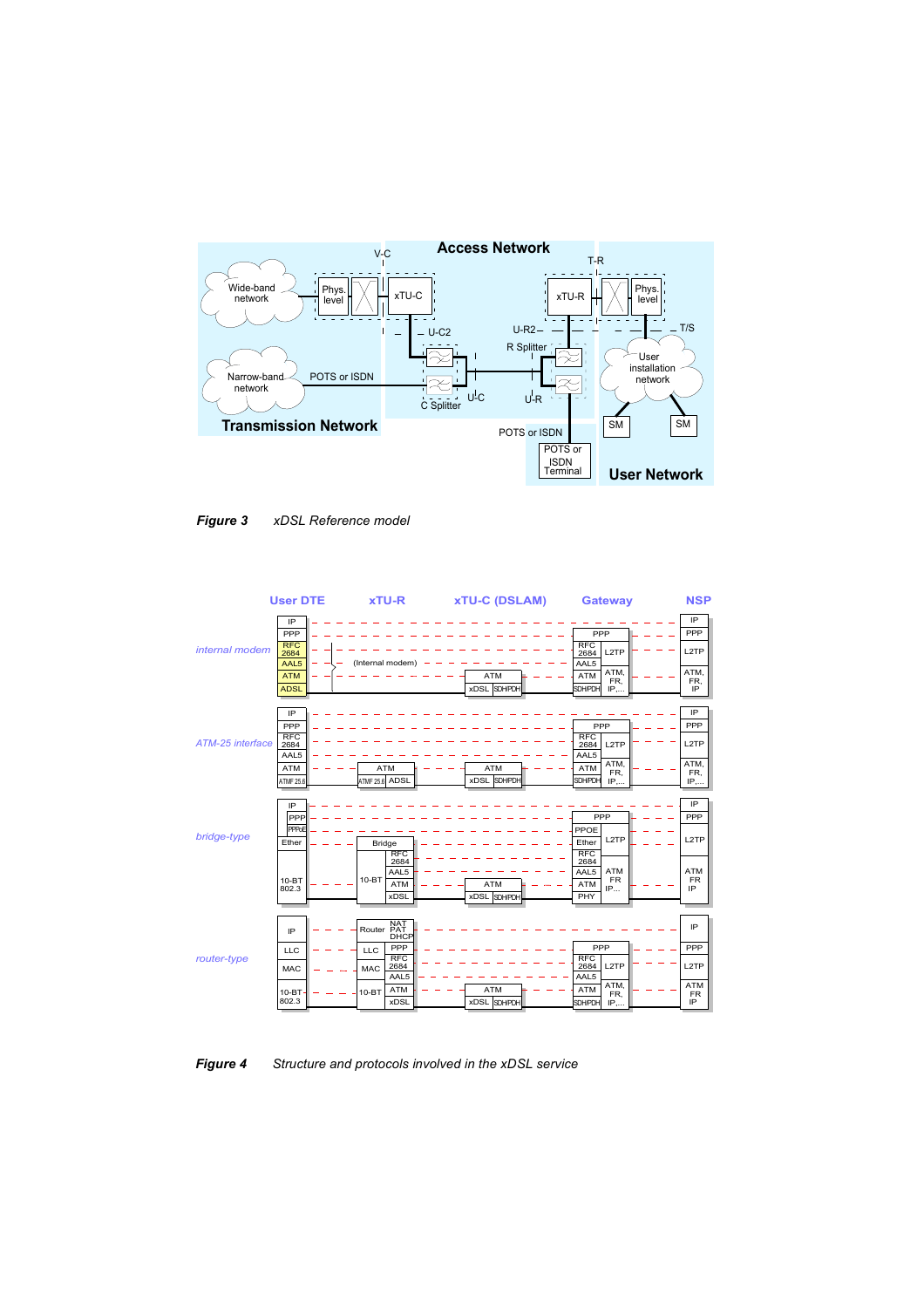*Figure 3 xDSL Reference model*

*Figure 4 Structure and protocols involved in the xDSL service*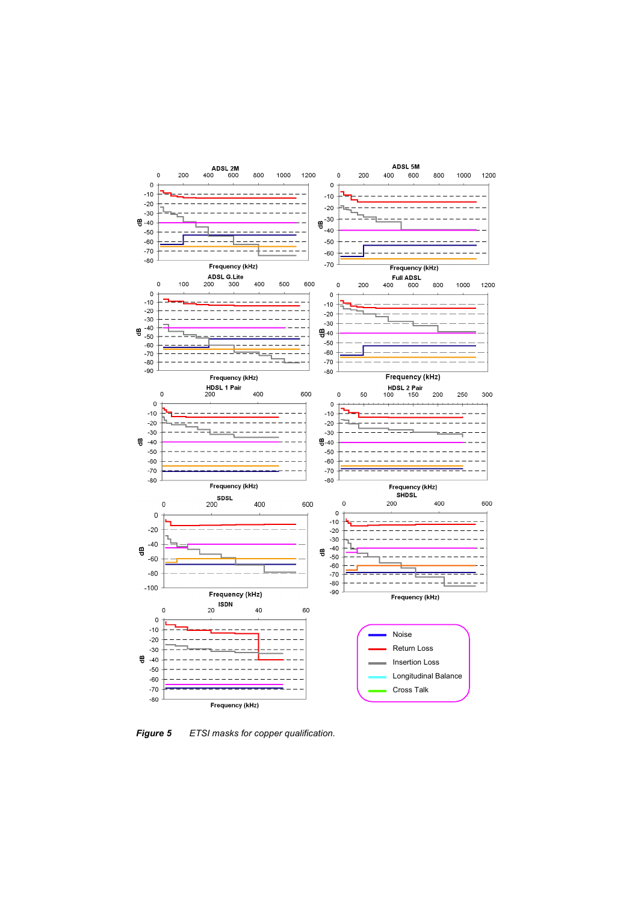Figure 5 ETSI masks for copper qualification.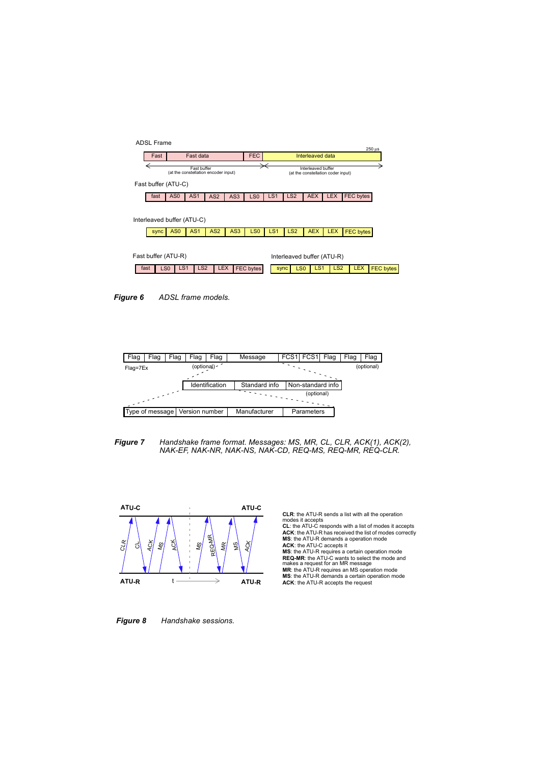ADSL Frame

| Fast | Fast data | FEC | Interleaved data |
|---|---|---|---|

250 µs

Fast buffer (at the constellation encoder input) — Interleaved buffer (at the constellation coder input)

Fast buffer (ATU-C)

| fast | AS0 | AS1 | AS2 | AS3 | LS0 | LS1 | LS2 | AEX | LEX | FEC bytes |
|---|---|---|---|---|---|---|---|---|---|---|

Interleaved buffer (ATU-C)

| sync | AS0 | AS1 | AS2 | AS3 | LS0 | LS1 | LS2 | AEX | LEX | FEC bytes |
|---|---|---|---|---|---|---|---|---|---|---|

Fast buffer (ATU-R)

| fast | LS0 | LS1 | LS2 | LEX | FEC bytes |
|---|---|---|---|---|---|

Interleaved buffer (ATU-R)

| sync | LS0 | LS1 | LS2 | LEX | FEC bytes |
|---|---|---|---|---|---|

***Figure 6*** *ADSL frame models.*

| Flag | Flag | Flag | Flag | Flag | Message | FCS1 | FCS1 | Flag | Flag | Flag |
|---|---|---|---|---|---|---|---|---|---|---|

Flag=7Ex (optional) (optional)

| Identification | Standard info | Non-standard info |
|---|---|---|

(optional)

| Type of message | Version number | Manufacturer | Parameters |
|---|---|---|---|

***Figure 7*** *Handshake frame format. Messages: MS, MR, CL, CLR, ACK(1), ACK(2), NAK-EF, NAK-NR, NAK-NS, NAK-CD, REQ-MS, REQ-MR, REQ-CLR.*

ATU-C / ATU-R, t → : CLR, CL, ACK, MS, ACK, MS, REQ-MR, MR, MS, ACK

**CLR**: the ATU-R sends a list with all the operation modes it accepts
**CL**: the ATU-C responds with a list of modes it accepts
**ACK**: the ATU-R has received the list of modes correctly
**MS**: the ATU-R demands a operation mode
**ACK**: the ATU-C accepts it
**MS**: the ATU-R requires a certain operation mode
**REQ-MR**: the ATU-C wants to select the mode and makes a request for an MR message
**MR**: the ATU-R requires an MS operation mode
**MS**: the ATU-R demands a certain operation mode
**ACK**: the ATU-R accepts the request

***Figure 8*** *Handshake sessions.*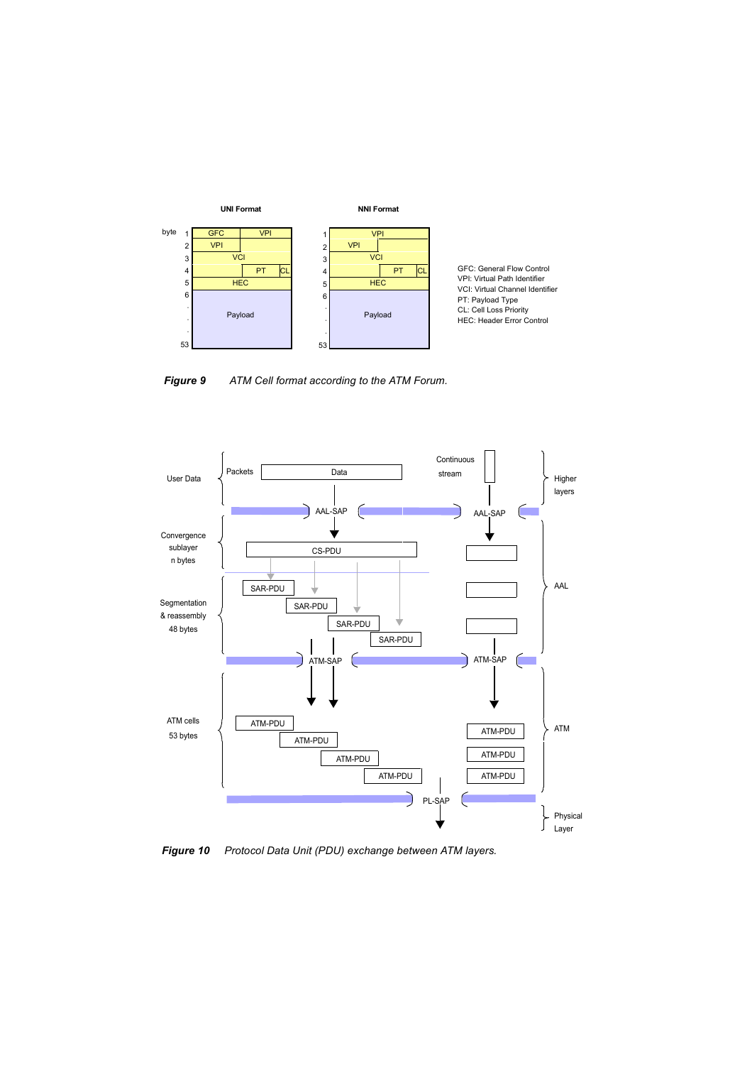**UNI Format**

| byte | | |
|---|---|---|
| 1 | GFC | VPI |
| 2 | VPI | VCI |
| 3 | VCI | |
| 4 | VCI | PT / CL |
| 5 | HEC | |
| 6 ... 53 | Payload | |

**NNI Format**

| byte | | |
|---|---|---|
| 1 | VPI | |
| 2 | VPI | VCI |
| 3 | VCI | |
| 4 | VCI | PT / CL |
| 5 | HEC | |
| 6 ... 53 | Payload | |

GFC: General Flow Control
VPI: Virtual Path Identifier
VCI: Virtual Channel Identifier
PT: Payload Type
CL: Cell Loss Priority
HEC: Header Error Control

***Figure 9*** *ATM Cell format according to the ATM Forum.*

***Figure 10*** *Protocol Data Unit (PDU) exchange between ATM layers.*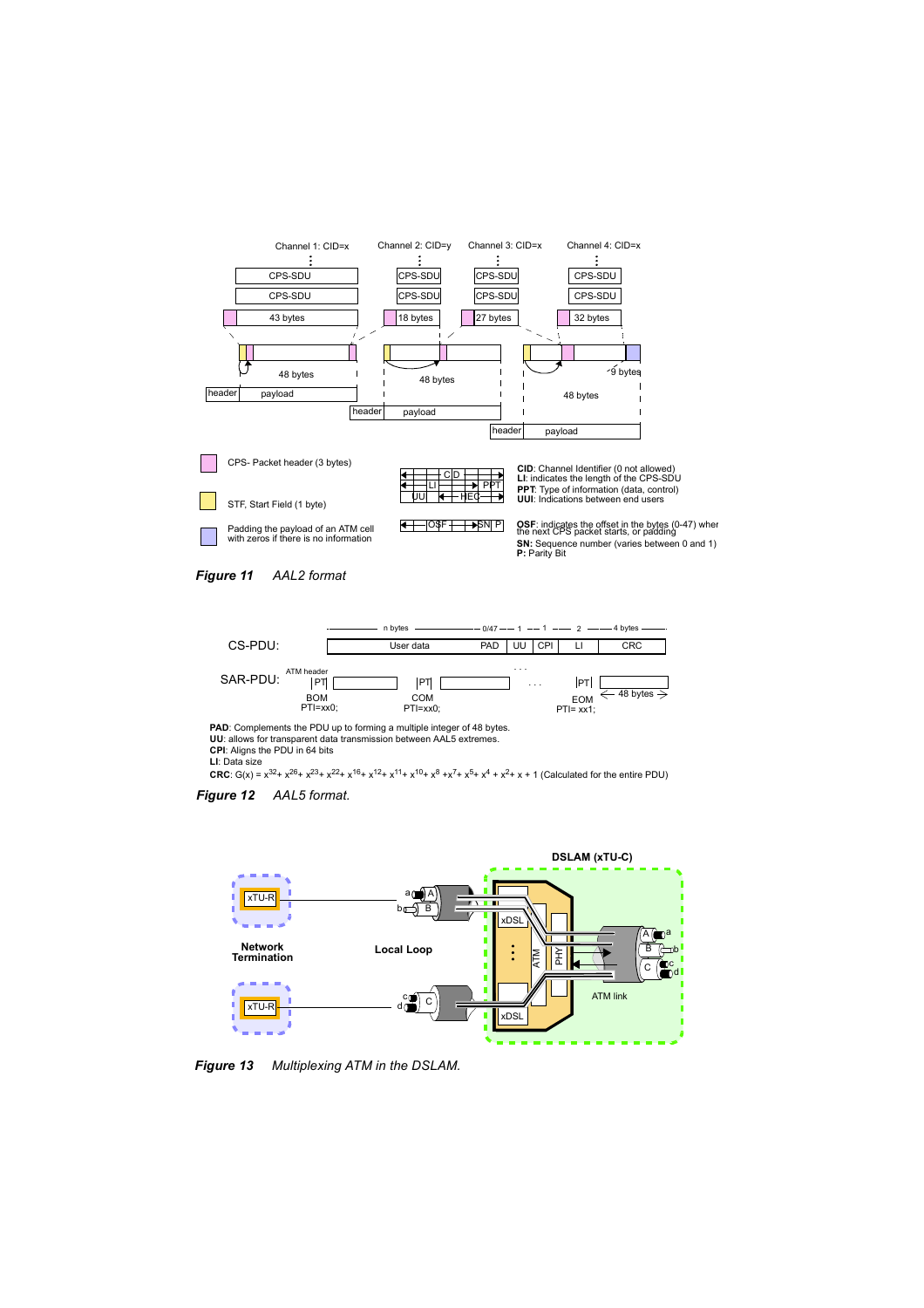CPS- Packet header (3 bytes)

STF, Start Field (1 byte)

Padding the payload of an ATM cell with zeros if there is no information

**CID**: Channel Identifier (0 not allowed)
**LI**: indicates the length of the CPS-SDU
**PPT**: Type of information (data, control)
**UUI**: Indications between end users

**OSF**: indicates the offset in the bytes (0-47) when the next CPS packet starts, or padding
**SN:** Sequence number (varies between 0 and 1)
**P:** Parity Bit

***Figure 11*** *AAL2 format*

**PAD**: Complements the PDU up to forming a multiple integer of 48 bytes.
**UU**: allows for transparent data transmission between AAL5 extremes.
**CPI**: Aligns the PDU in 64 bits
**LI**: Data size
**CRC**: $G(x) = x^{32} + x^{26} + x^{23} + x^{22} + x^{16} + x^{12} + x^{11} + x^{10} + x^{8} + x^{7} + x^{5} + x^{4} + x^{2} + x + 1$ (Calculated for the entire PDU)

***Figure 12*** *AAL5 format.*

***Figure 13*** *Multiplexing ATM in the DSLAM.*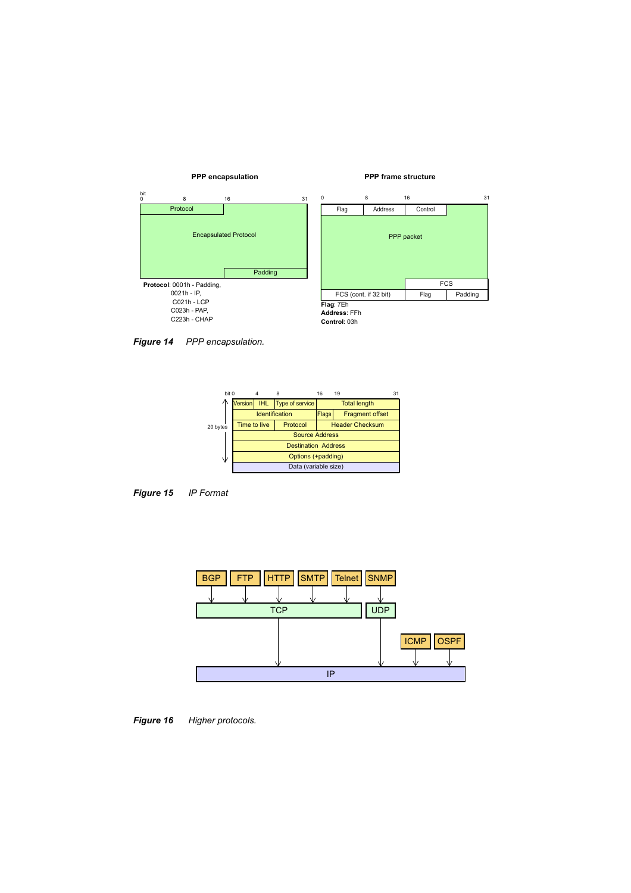**PPP encapsulation**

| bit 0 | 8 | 16 | 31 |
|---|---|---|---|
| Protocol | | | |
| Encapsulated Protocol | | | |
| | | Padding | |

**Protocol**: 0001h - Padding,
0021h - IP,
C021h - LCP
C023h - PAP,
C223h - CHAP

**PPP frame structure**

| 0 | 8 | 16 | 31 |
|---|---|---|---|
| Flag | Address | Control | |
| PPP packet | | | |
| | | FCS | |
| FCS (cont. if 32 bit) | | Flag | Padding |

**Flag**: 7Eh
**Address**: FFh
**Control**: 03h

***Figure 14*** *PPP encapsulation.*

| bit 0 | 4 | 8 | 16 | 19 | 31 |
|---|---|---|---|---|---|
| Version | IHL | Type of service | Total length | | |
| Identification | | | Flags | Fragment offset | |
| Time to live | | Protocol | Header Checksum | | |
| Source Address | | | | | |
| Destination Address | | | | | |
| Options (+padding) | | | | | |
| Data (variable size) | | | | | |

20 bytes (header: Version through Options)

***Figure 15*** *IP Format*

BGP, FTP, HTTP, SMTP, Telnet → TCP → IP

SNMP → UDP → IP

ICMP → IP

OSPF → IP

***Figure 16*** *Higher protocols.*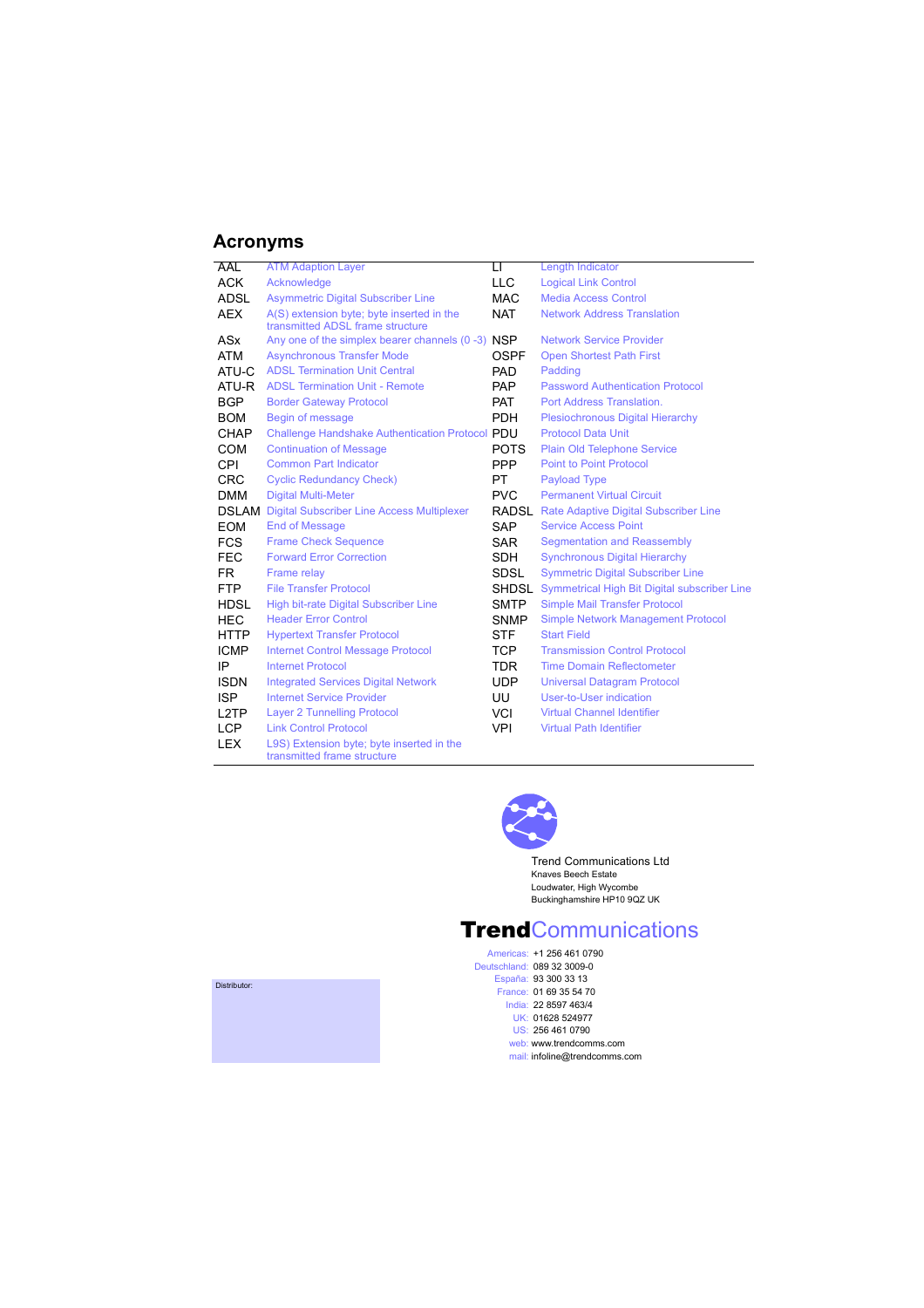## Acronyms

| | | | |
|---|---|---|---|
| AAL | ATM Adaption Layer | LI | Length Indicator |
| ACK | Acknowledge | LLC | Logical Link Control |
| ADSL | Asymmetric Digital Subscriber Line | MAC | Media Access Control |
| AEX | A(S) extension byte; byte inserted in the transmitted ADSL frame structure | NAT | Network Address Translation |
| ASx | Any one of the simplex bearer channels (0 -3) | NSP | Network Service Provider |
| ATM | Asynchronous Transfer Mode | OSPF | Open Shortest Path First |
| ATU-C | ADSL Termination Unit Central | PAD | Padding |
| ATU-R | ADSL Termination Unit - Remote | PAP | Password Authentication Protocol |
| BGP | Border Gateway Protocol | PAT | Port Address Translation. |
| BOM | Begin of message | PDH | Plesiochronous Digital Hierarchy |
| CHAP | Challenge Handshake Authentication Protocol | PDU | Protocol Data Unit |
| COM | Continuation of Message | POTS | Plain Old Telephone Service |
| CPI | Common Part Indicator | PPP | Point to Point Protocol |
| CRC | Cyclic Redundancy Check) | PT | Payload Type |
| DMM | Digital Multi-Meter | PVC | Permanent Virtual Circuit |
| DSLAM | Digital Subscriber Line Access Multiplexer | RADSL | Rate Adaptive Digital Subscriber Line |
| EOM | End of Message | SAP | Service Access Point |
| FCS | Frame Check Sequence | SAR | Segmentation and Reassembly |
| FEC | Forward Error Correction | SDH | Synchronous Digital Hierarchy |
| FR | Frame relay | SDSL | Symmetric Digital Subscriber Line |
| FTP | File Transfer Protocol | SHDSL | Symmetrical High Bit Digital subscriber Line |
| HDSL | High bit-rate Digital Subscriber Line | SMTP | Simple Mail Transfer Protocol |
| HEC | Header Error Control | SNMP | Simple Network Management Protocol |
| HTTP | Hypertext Transfer Protocol | STF | Start Field |
| ICMP | Internet Control Message Protocol | TCP | Transmission Control Protocol |
| IP | Internet Protocol | TDR | Time Domain Reflectometer |
| ISDN | Integrated Services Digital Network | UDP | Universal Datagram Protocol |
| ISP | Internet Service Provider | UU | User-to-User indication |
| L2TP | Layer 2 Tunnelling Protocol | VCI | Virtual Channel Identifier |
| LCP | Link Control Protocol | VPI | Virtual Path Identifier |
| LEX | L9S) Extension byte; byte inserted in the transmitted frame structure | | |

Trend Communications Ltd
Knaves Beech Estate
Loudwater, High Wycombe
Buckinghamshire HP10 9QZ UK

**Trend**Communications

Americas: +1 256 461 0790
Deutschland: 089 32 3009-0
España: 93 300 33 13
France: 01 69 35 54 70
India: 22 8597 463/4
UK: 01628 524977
US: 256 461 0790
web: www.trendcomms.com
mail: infoline@trendcomms.com

Distributor: